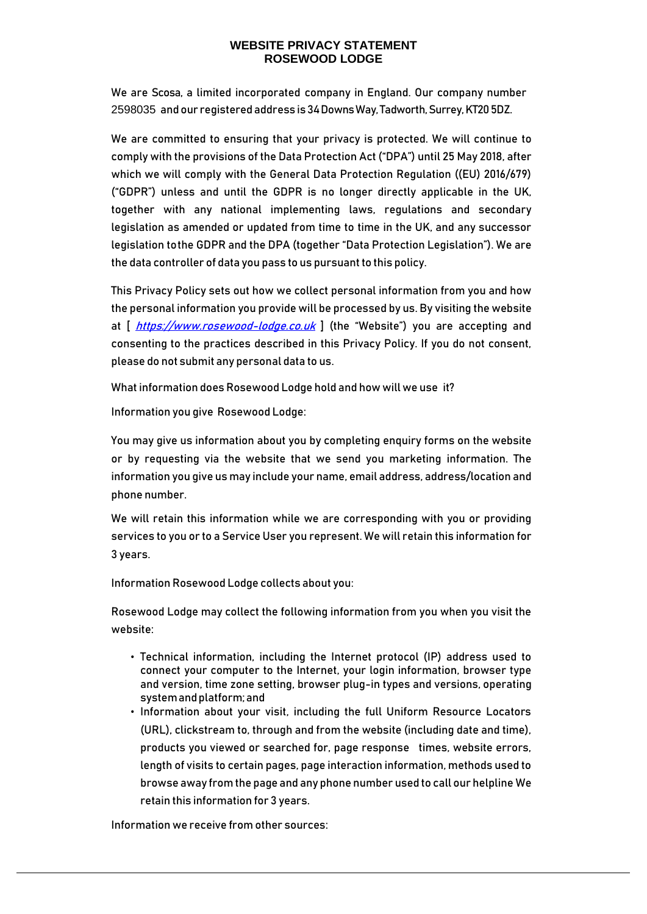# WEBSITE PRIVACY STATEMENT
# ROSEWOOD LODGE

We are Scosa, a limited incorporated company in England. Our company number 2598035 and our registered address is 34 Downs Way, Tadworth, Surrey, KT20 5DZ.

We are committed to ensuring that your privacy is protected. We will continue to comply with the provisions of the Data Protection Act ("DPA") until 25 May 2018, after which we will comply with the General Data Protection Regulation ((EU) 2016/679) ("GDPR") unless and until the GDPR is no longer directly applicable in the UK, together with any national implementing laws, regulations and secondary legislation as amended or updated from time to time in the UK, and any successor legislation to the GDPR and the DPA (together "Data Protection Legislation"). We are the data controller of data you pass to us pursuant to this policy.

This Privacy Policy sets out how we collect personal information from you and how the personal information you provide will be processed by us. By visiting the website at [ *https://www.rosewood-lodge.co.uk* ] (the "Website") you are accepting and consenting to the practices described in this Privacy Policy. If you do not consent, please do not submit any personal data to us.

What information does Rosewood Lodge hold and how will we use it?

Information you give Rosewood Lodge:

You may give us information about you by completing enquiry forms on the website or by requesting via the website that we send you marketing information. The information you give us may include your name, email address, address/location and phone number.

We will retain this information while we are corresponding with you or providing services to you or to a Service User you represent. We will retain this information for 3 years.

Information Rosewood Lodge collects about you:

Rosewood Lodge may collect the following information from you when you visit the website:

- Technical information, including the Internet protocol (IP) address used to connect your computer to the Internet, your login information, browser type and version, time zone setting, browser plug-in types and versions, operating system and platform; and
- Information about your visit, including the full Uniform Resource Locators (URL), clickstream to, through and from the website (including date and time), products you viewed or searched for, page response times, website errors, length of visits to certain pages, page interaction information, methods used to browse away from the page and any phone number used to call our helpline We retain this information for 3 years.

Information we receive from other sources: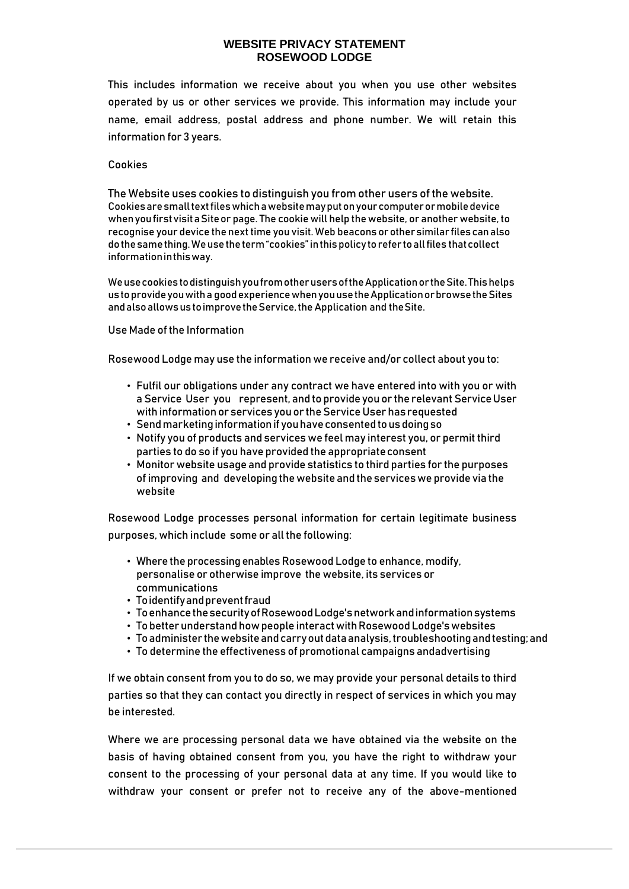# WEBSITE PRIVACY STATEMENT
# ROSEWOOD LODGE

This includes information we receive about you when you use other websites operated by us or other services we provide. This information may include your name, email address, postal address and phone number. We will retain this information for 3 years.

## Cookies

The Website uses cookies to distinguish you from other users of the website. Cookies are small text files which a website may put on your computer or mobile device when you first visit a Site or page. The cookie will help the website, or another website, to recognise your device the next time you visit. Web beacons or other similar files can also do the same thing. We use the term "cookies" in this policy to refer to all files that collect information in this way.

We use cookies to distinguish you from other users of the Application or the Site. This helps us to provide you with a good experience when you use the Application or browse the Sites and also allows us to improve the Service, the Application and the Site.

## Use Made of the Information

Rosewood Lodge may use the information we receive and/or collect about you to:

- Fulfil our obligations under any contract we have entered into with you or with a Service User you represent, and to provide you or the relevant Service User with information or services you or the Service User has requested
- Send marketing information if you have consented to us doing so
- Notify you of products and services we feel may interest you, or permit third parties to do so if you have provided the appropriate consent
- Monitor website usage and provide statistics to third parties for the purposes of improving and developing the website and the services we provide via the website

Rosewood Lodge processes personal information for certain legitimate business purposes, which include some or all the following:

- Where the processing enables Rosewood Lodge to enhance, modify, personalise or otherwise improve the website, its services or communications
- To identify and prevent fraud
- To enhance the security of Rosewood Lodge's network and information systems
- To better understand how people interact with Rosewood Lodge's websites
- To administer the website and carry out data analysis, troubleshooting and testing; and
- To determine the effectiveness of promotional campaigns andadvertising

If we obtain consent from you to do so, we may provide your personal details to third parties so that they can contact you directly in respect of services in which you may be interested.

Where we are processing personal data we have obtained via the website on the basis of having obtained consent from you, you have the right to withdraw your consent to the processing of your personal data at any time. If you would like to withdraw your consent or prefer not to receive any of the above-mentioned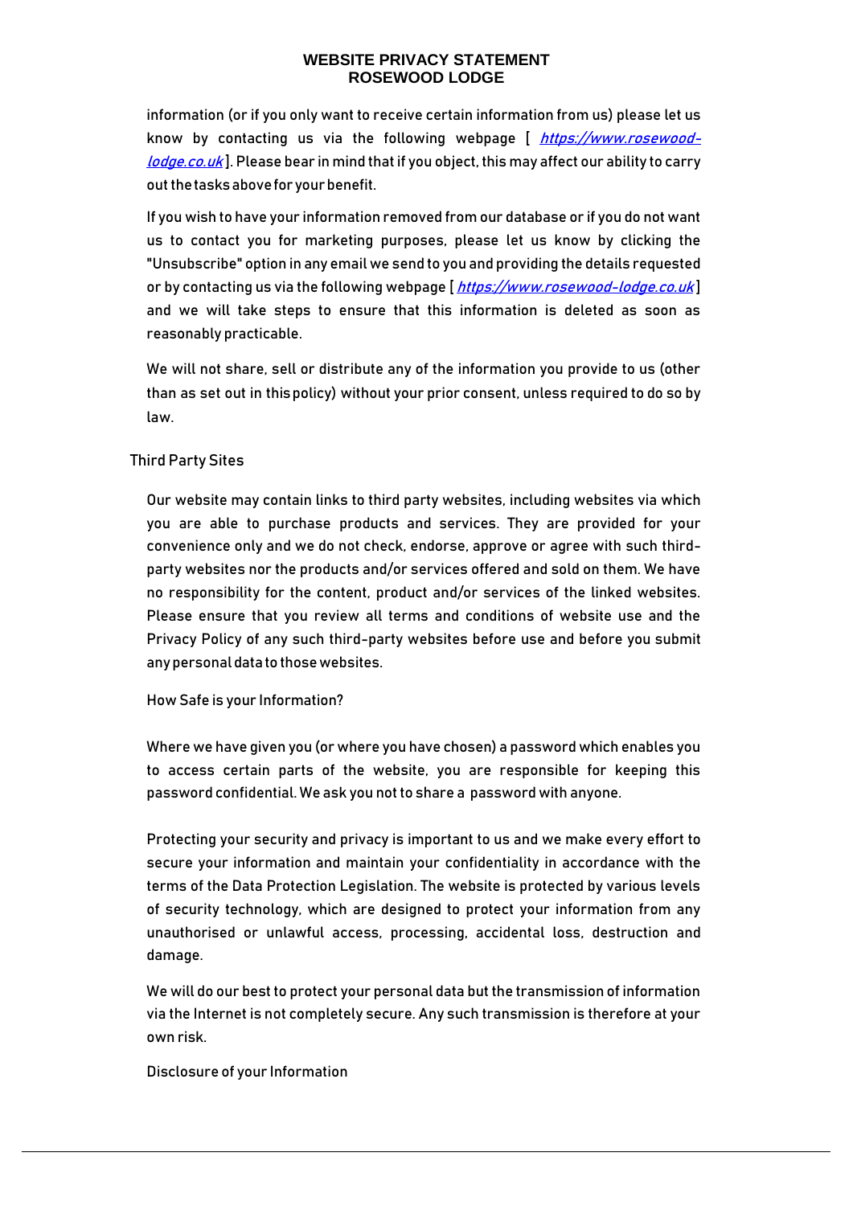information (or if you only want to receive certain information from us) please let us know by contacting us via the following webpage [ *[https://www.rosewood-lodge.co.uk](https://www.rosewood-lodge.co.uk)* ]. Please bear in mind that if you object, this may affect our ability to carry out the tasks above for your benefit.

If you wish to have your information removed from our database or if you do not want us to contact you for marketing purposes, please let us know by clicking the "Unsubscribe" option in any email we send to you and providing the details requested or by contacting us via the following webpage [ *[https://www.rosewood-lodge.co.uk](https://www.rosewood-lodge.co.uk)* ] and we will take steps to ensure that this information is deleted as soon as reasonably practicable.

We will not share, sell or distribute any of the information you provide to us (other than as set out in this policy) without your prior consent, unless required to do so by law.

## Third Party Sites

Our website may contain links to third party websites, including websites via which you are able to purchase products and services. They are provided for your convenience only and we do not check, endorse, approve or agree with such third-party websites nor the products and/or services offered and sold on them. We have no responsibility for the content, product and/or services of the linked websites. Please ensure that you review all terms and conditions of website use and the Privacy Policy of any such third-party websites before use and before you submit any personal data to those websites.

## How Safe is your Information?

Where we have given you (or where you have chosen) a password which enables you to access certain parts of the website, you are responsible for keeping this password confidential. We ask you not to share a password with anyone.

Protecting your security and privacy is important to us and we make every effort to secure your information and maintain your confidentiality in accordance with the terms of the Data Protection Legislation. The website is protected by various levels of security technology, which are designed to protect your information from any unauthorised or unlawful access, processing, accidental loss, destruction and damage.

We will do our best to protect your personal data but the transmission of information via the Internet is not completely secure. Any such transmission is therefore at your own risk.

## Disclosure of your Information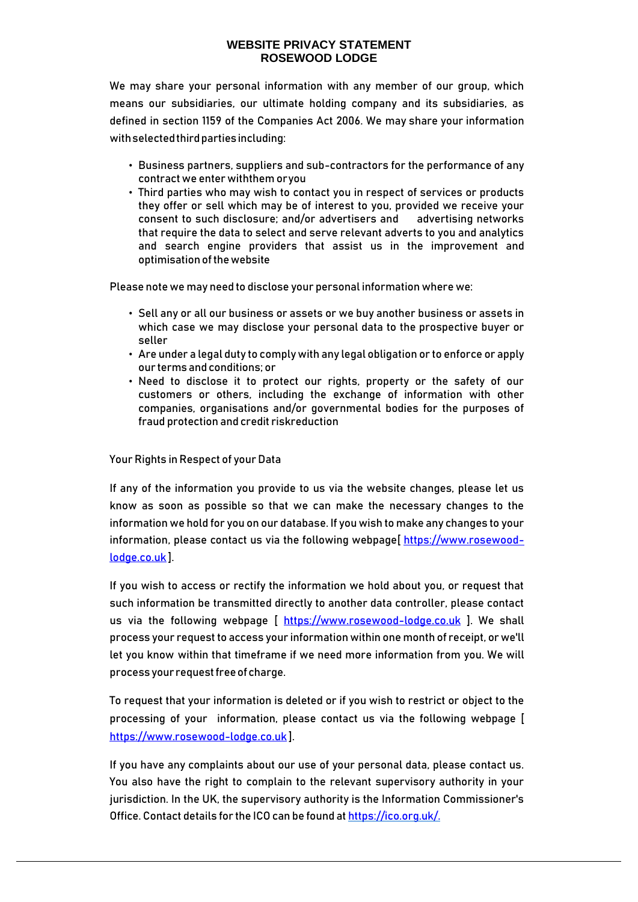# WEBSITE PRIVACY STATEMENT
# ROSEWOOD LODGE

We may share your personal information with any member of our group, which means our subsidiaries, our ultimate holding company and its subsidiaries, as defined in section 1159 of the Companies Act 2006. We may share your information with selected third parties including:

- Business partners, suppliers and sub-contractors for the performance of any contract we enter withthem or you
- Third parties who may wish to contact you in respect of services or products they offer or sell which may be of interest to you, provided we receive your consent to such disclosure; and/or advertisers and advertising networks that require the data to select and serve relevant adverts to you and analytics and search engine providers that assist us in the improvement and optimisation of the website

Please note we may need to disclose your personal information where we:

- Sell any or all our business or assets or we buy another business or assets in which case we may disclose your personal data to the prospective buyer or seller
- Are under a legal duty to comply with any legal obligation or to enforce or apply our terms and conditions; or
- Need to disclose it to protect our rights, property or the safety of our customers or others, including the exchange of information with other companies, organisations and/or governmental bodies for the purposes of fraud protection and credit riskreduction

Your Rights in Respect of your Data

If any of the information you provide to us via the website changes, please let us know as soon as possible so that we can make the necessary changes to the information we hold for you on our database. If you wish to make any changes to your information, please contact us via the following webpage[ https://www.rosewood-lodge.co.uk ].

If you wish to access or rectify the information we hold about you, or request that such information be transmitted directly to another data controller, please contact us via the following webpage [ https://www.rosewood-lodge.co.uk ]. We shall process your request to access your information within one month of receipt, or we'll let you know within that timeframe if we need more information from you. We will process your request free of charge.

To request that your information is deleted or if you wish to restrict or object to the processing of your information, please contact us via the following webpage [ https://www.rosewood-lodge.co.uk ].

If you have any complaints about our use of your personal data, please contact us. You also have the right to complain to the relevant supervisory authority in your jurisdiction. In the UK, the supervisory authority is the Information Commissioner's Office. Contact details for the ICO can be found at https://ico.org.uk/.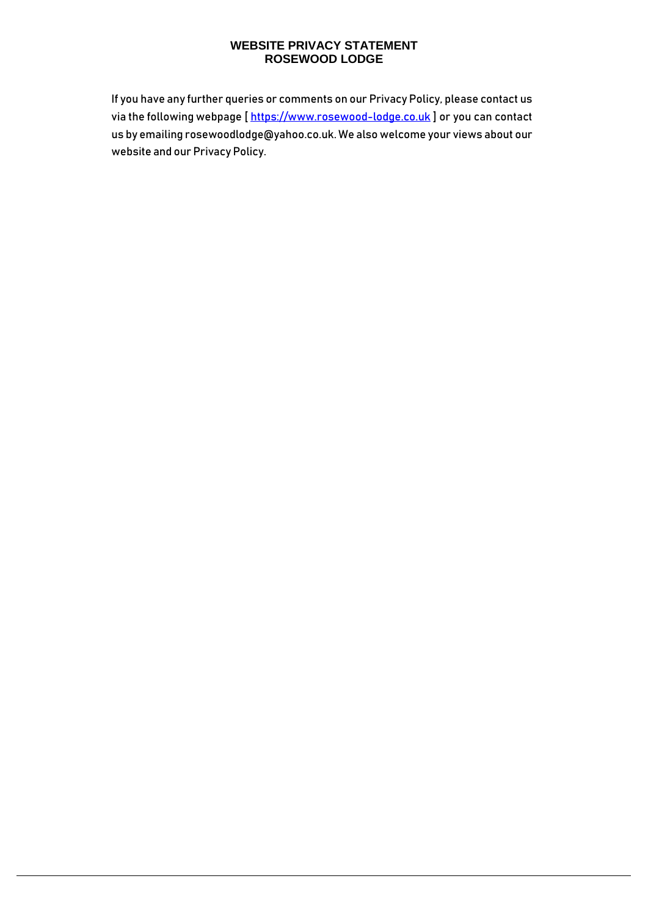If you have any further queries or comments on our Privacy Policy, please contact us via the following webpage [ [https://www.rosewood-lodge.co.uk](https://www.rosewood-lodge.co.uk) ] or you can contact us by emailing rosewoodlodge@yahoo.co.uk. We also welcome your views about our website and our Privacy Policy.